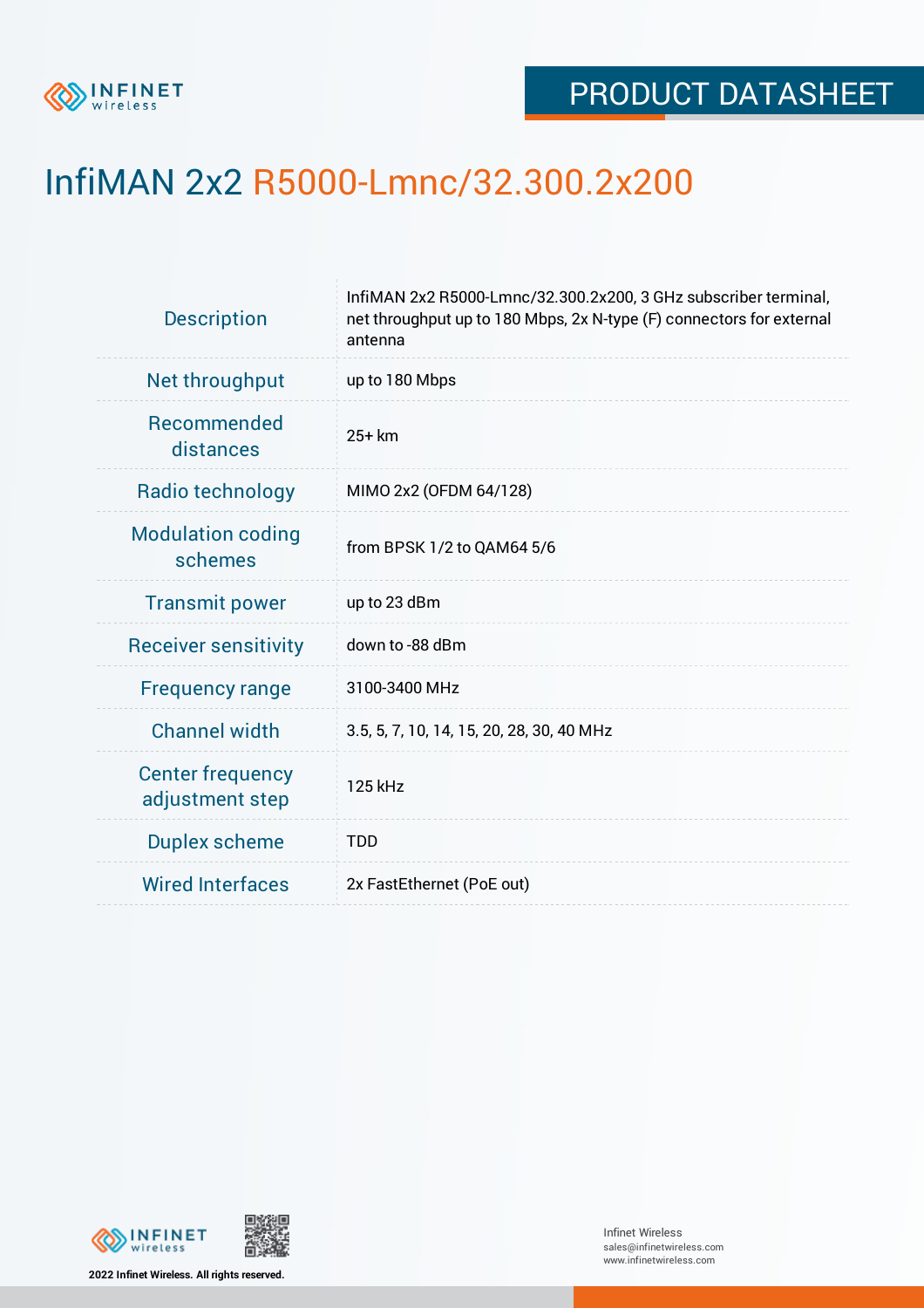PRODUCT DATASHEET

# InfiMAN 2x2 R5000-Lmnc/32.300.2x200

| | |
|---|---|
| Description | InfiMAN 2x2 R5000-Lmnc/32.300.2x200, 3 GHz subscriber terminal, net throughput up to 180 Mbps, 2x N-type (F) connectors for external antenna |
| Net throughput | up to 180 Mbps |
| Recommended distances | 25+ km |
| Radio technology | MIMO 2x2 (OFDM 64/128) |
| Modulation coding schemes | from BPSK 1/2 to QAM64 5/6 |
| Transmit power | up to 23 dBm |
| Receiver sensitivity | down to -88 dBm |
| Frequency range | 3100-3400 MHz |
| Channel width | 3.5, 5, 7, 10, 14, 15, 20, 28, 30, 40 MHz |
| Center frequency adjustment step | 125 kHz |
| Duplex scheme | TDD |
| Wired Interfaces | 2x FastEthernet (PoE out) |

**2022 Infinet Wireless. All rights reserved.**

Infinet Wireless
sales@infinetwireless.com
www.infinetwireless.com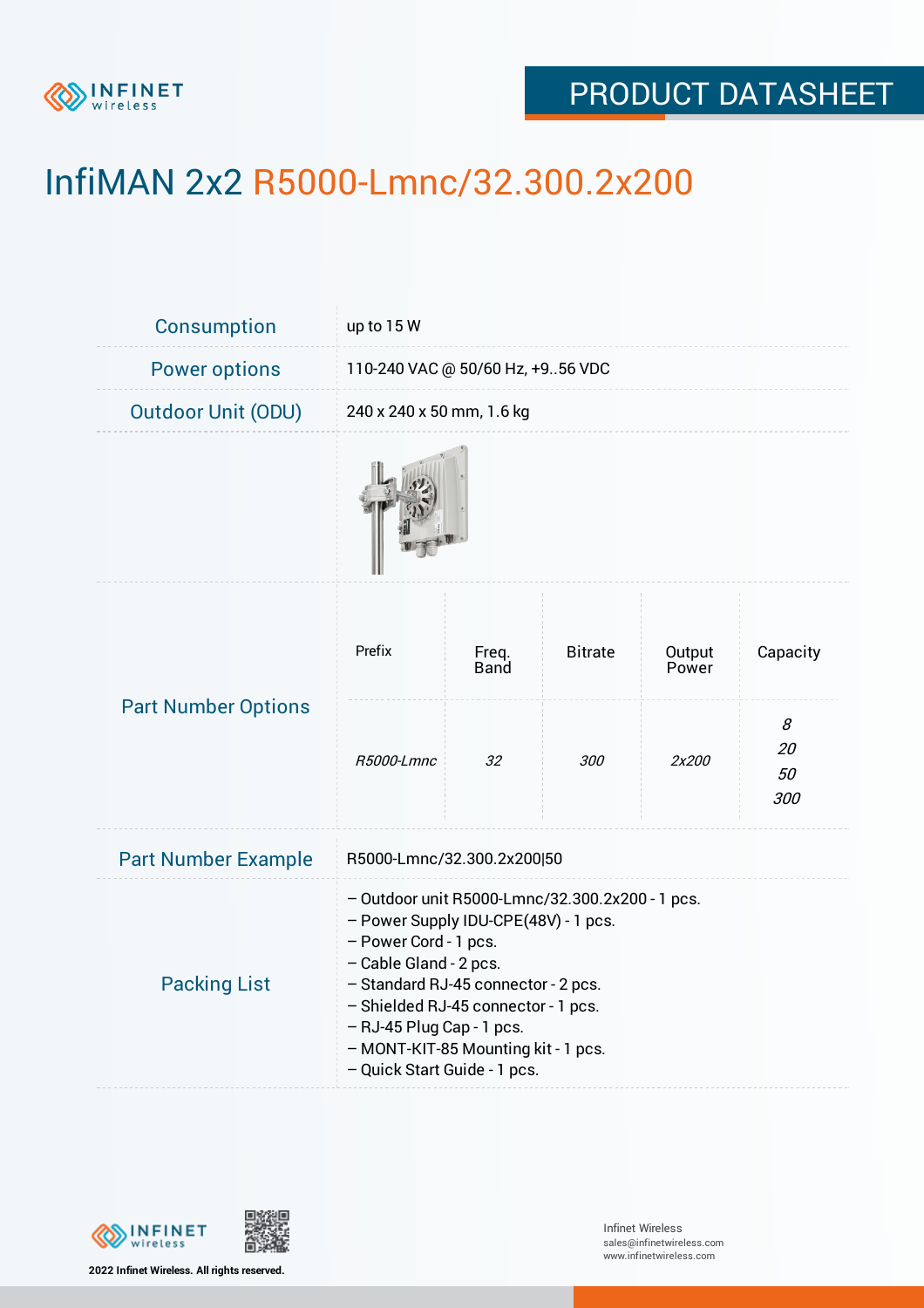# InfiMAN 2x2 R5000-Lmnc/32.300.2x200

| | |
|---|---|
| Consumption | up to 15 W |
| Power options | 110-240 VAC @ 50/60 Hz, +9..56 VDC |
| Outdoor Unit (ODU) | 240 x 240 x 50 mm, 1.6 kg |

**Part Number Options**

| Prefix | Freq. Band | Bitrate | Output Power | Capacity |
|---|---|---|---|---|
| *R5000-Lmnc* | *32* | *300* | *2x200* | *8*<br>*20*<br>*50*<br>*300* |

| | |
|---|---|
| Part Number Example | R5000-Lmnc/32.300.2x200\|50 |

**Packing List**

- Outdoor unit R5000-Lmnc/32.300.2x200 - 1 pcs.
- Power Supply IDU-CPE(48V) - 1 pcs.
- Power Cord - 1 pcs.
- Cable Gland - 2 pcs.
- Standard RJ-45 connector - 2 pcs.
- Shielded RJ-45 connector - 1 pcs.
- RJ-45 Plug Cap - 1 pcs.
- MONT-KIT-85 Mounting kit - 1 pcs.
- Quick Start Guide - 1 pcs.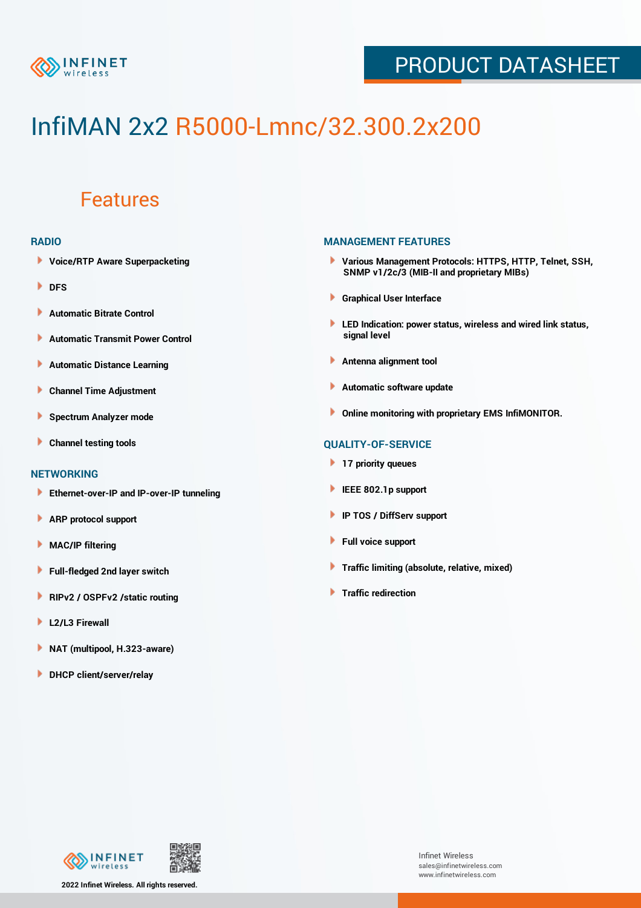# InfiMAN 2x2 R5000-Lmnc/32.300.2x200

## Features

### RADIO

- Voice/RTP Aware Superpacketing
- DFS
- Automatic Bitrate Control
- Automatic Transmit Power Control
- Automatic Distance Learning
- Channel Time Adjustment
- Spectrum Analyzer mode
- Channel testing tools

### NETWORKING

- Ethernet-over-IP and IP-over-IP tunneling
- ARP protocol support
- MAC/IP filtering
- Full-fledged 2nd layer switch
- RIPv2 / OSPFv2 /static routing
- L2/L3 Firewall
- NAT (multipool, H.323-aware)
- DHCP client/server/relay

### MANAGEMENT FEATURES

- Various Management Protocols: HTTPS, HTTP, Telnet, SSH, SNMP v1/2c/3 (MIB-II and proprietary MIBs)
- Graphical User Interface
- LED Indication: power status, wireless and wired link status, signal level
- Antenna alignment tool
- Automatic software update
- Online monitoring with proprietary EMS InfiMONITOR.

### QUALITY-OF-SERVICE

- 17 priority queues
- IEEE 802.1p support
- IP TOS / DiffServ support
- Full voice support
- Traffic limiting (absolute, relative, mixed)
- Traffic redirection

2022 Infinet Wireless. All rights reserved.

Infinet Wireless
sales@infinetwireless.com
www.infinetwireless.com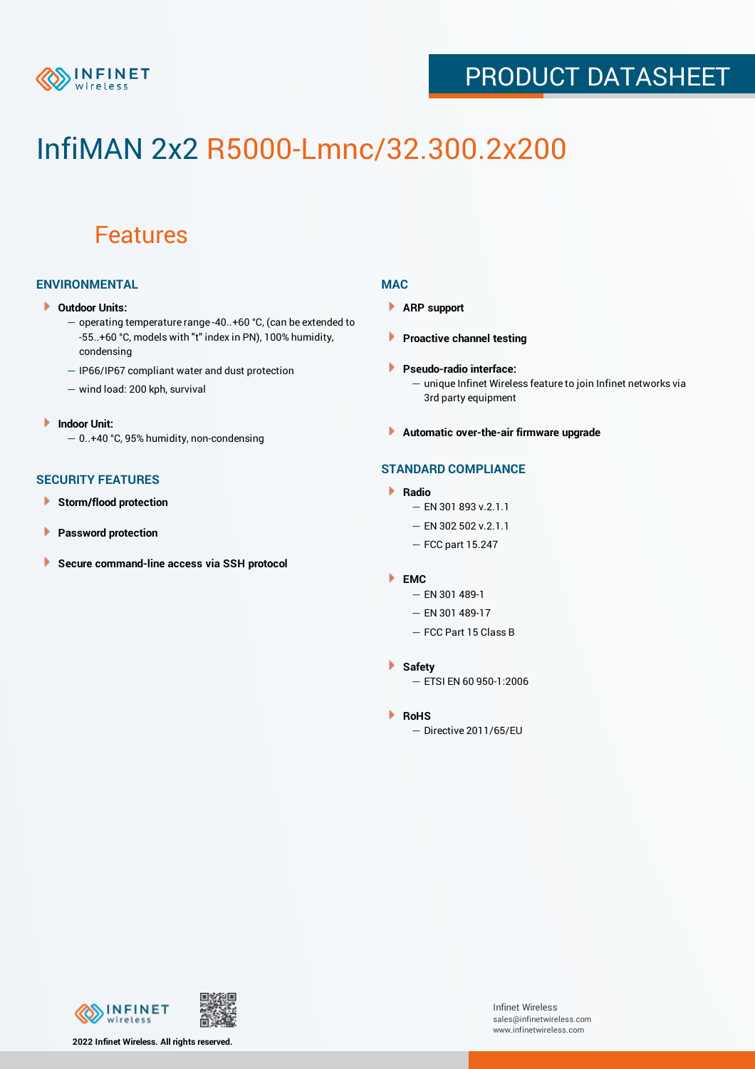# InfiMAN 2x2 R5000-Lmnc/32.300.2x200

## Features

### ENVIRONMENTAL

- **Outdoor Units:**
  - operating temperature range -40..+60 °C, (can be extended to -55..+60 °C, models with "t" index in PN), 100% humidity, condensing
  - IP66/IP67 compliant water and dust protection
  - wind load: 200 kph, survival
- **Indoor Unit:**
  - 0..+40 °C, 95% humidity, non-condensing

### SECURITY FEATURES

- **Storm/flood protection**
- **Password protection**
- **Secure command-line access via SSH protocol**

### MAC

- **ARP support**
- **Proactive channel testing**
- **Pseudo-radio interface:**
  - unique Infinet Wireless feature to join Infinet networks via 3rd party equipment
- **Automatic over-the-air firmware upgrade**

### STANDARD COMPLIANCE

- **Radio**
  - EN 301 893 v.2.1.1
  - EN 302 502 v.2.1.1
  - FCC part 15.247
- **EMC**
  - EN 301 489-1
  - EN 301 489-17
  - FCC Part 15 Class B
- **Safety**
  - ETSI EN 60 950-1:2006
- **RoHS**
  - Directive 2011/65/EU

2022 Infinet Wireless. All rights reserved.

Infinet Wireless
sales@infinetwireless.com
www.infinetwireless.com